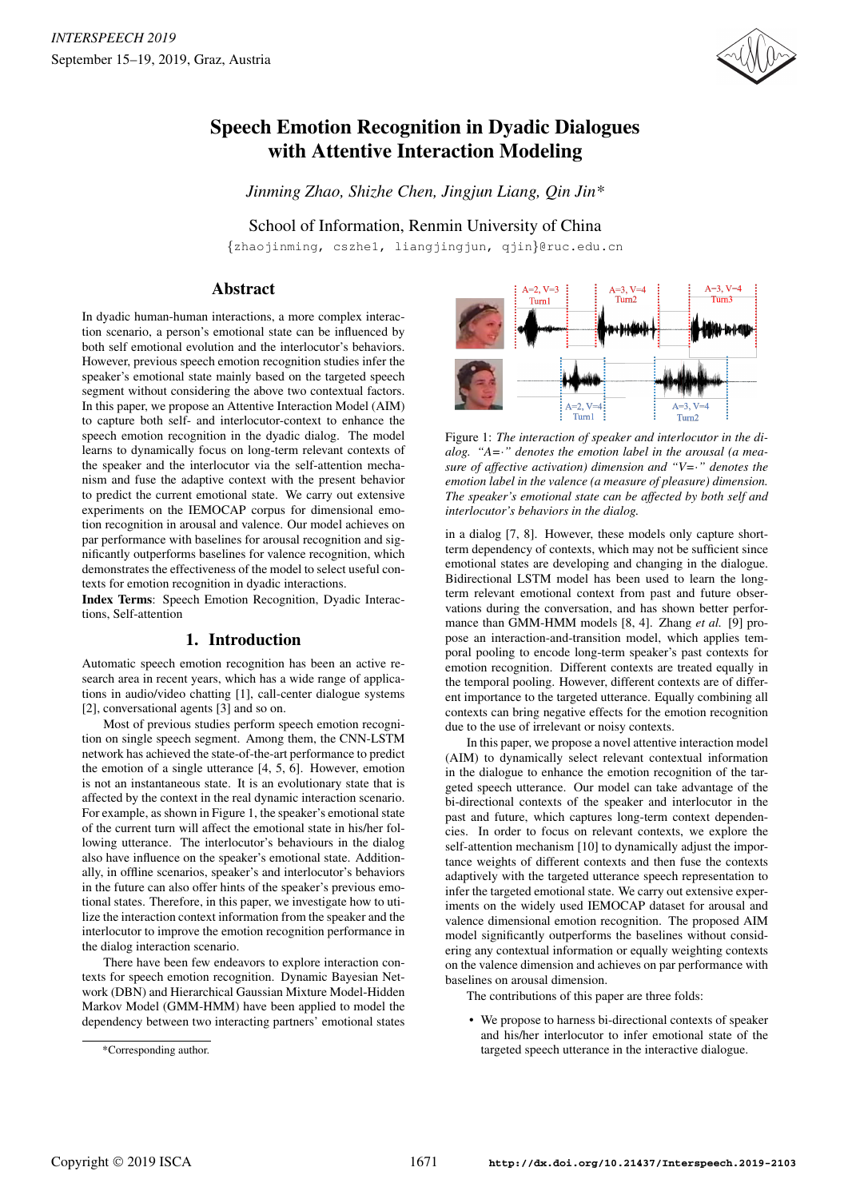# Speech Emotion Recognition in Dyadic Dialogues with Attentive Interaction Modeling

*Jinming Zhao, Shizhe Chen, Jingjun Liang, Qin Jin\**

School of Information, Renmin University of China

{zhaojinming, cszhe1, liangjingjun, qjin}@ruc.edu.cn

## Abstract

In dyadic human-human interactions, a more complex interaction scenario, a person's emotional state can be influenced by both self emotional evolution and the interlocutor's behaviors. However, previous speech emotion recognition studies infer the speaker's emotional state mainly based on the targeted speech segment without considering the above two contextual factors. In this paper, we propose an Attentive Interaction Model (AIM) to capture both self- and interlocutor-context to enhance the speech emotion recognition in the dyadic dialog. The model learns to dynamically focus on long-term relevant contexts of the speaker and the interlocutor via the self-attention mechanism and fuse the adaptive context with the present behavior to predict the current emotional state. We carry out extensive experiments on the IEMOCAP corpus for dimensional emotion recognition in arousal and valence. Our model achieves on par performance with baselines for arousal recognition and significantly outperforms baselines for valence recognition, which demonstrates the effectiveness of the model to select useful contexts for emotion recognition in dyadic interactions.

**Index Terms**: Speech Emotion Recognition, Dyadic Interactions, Self-attention

## 1. Introduction

Automatic speech emotion recognition has been an active research area in recent years, which has a wide range of applications in audio/video chatting [1], call-center dialogue systems [2], conversational agents [3] and so on.

Most of previous studies perform speech emotion recognition on single speech segment. Among them, the CNN-LSTM network has achieved the state-of-the-art performance to predict the emotion of a single utterance [4, 5, 6]. However, emotion is not an instantaneous state. It is an evolutionary state that is affected by the context in the real dynamic interaction scenario. For example, as shown in Figure 1, the speaker's emotional state of the current turn will affect the emotional state in his/her following utterance. The interlocutor's behaviours in the dialog also have influence on the speaker's emotional state. Additionally, in offline scenarios, speaker's and interlocutor's behaviors in the future can also offer hints of the speaker's previous emotional states. Therefore, in this paper, we investigate how to utilize the interaction context information from the speaker and the interlocutor to improve the emotion recognition performance in the dialog interaction scenario.

There have been few endeavors to explore interaction contexts for speech emotion recognition. Dynamic Bayesian Network (DBN) and Hierarchical Gaussian Mixture Model-Hidden Markov Model (GMM-HMM) have been applied to model the dependency between two interacting partners' emotional states in a dialog [7, 8]. However, these models only capture short-term dependency of contexts, which may not be sufficient since emotional states are developing and changing in the dialogue. Bidirectional LSTM model has been used to learn the long-term relevant emotional context from past and future observations during the conversation, and has shown better performance than GMM-HMM models [8, 4]. Zhang *et al.* [9] propose an interaction-and-transition model, which applies temporal pooling to encode long-term speaker's past contexts for emotion recognition. Different contexts are treated equally in the temporal pooling. However, different contexts are of different importance to the targeted utterance. Equally combining all contexts can bring negative effects for the emotion recognition due to the use of irrelevant or noisy contexts.

Figure 1: *The interaction of speaker and interlocutor in the dialog. "A=·" denotes the emotion label in the arousal (a measure of affective activation) dimension and "V=·" denotes the emotion label in the valence (a measure of pleasure) dimension. The speaker's emotional state can be affected by both self and interlocutor's behaviors in the dialog.*

In this paper, we propose a novel attentive interaction model (AIM) to dynamically select relevant contextual information in the dialogue to enhance the emotion recognition of the targeted speech utterance. Our model can take advantage of the bi-directional contexts of the speaker and interlocutor in the past and future, which captures long-term context dependencies. In order to focus on relevant contexts, we explore the self-attention mechanism [10] to dynamically adjust the importance weights of different contexts and then fuse the contexts adaptively with the targeted utterance speech representation to infer the targeted emotional state. We carry out extensive experiments on the widely used IEMOCAP dataset for arousal and valence dimensional emotion recognition. The proposed AIM model significantly outperforms the baselines without considering any contextual information or equally weighting contexts on the valence dimension and achieves on par performance with baselines on arousal dimension.

The contributions of this paper are three folds:

- We propose to harness bi-directional contexts of speaker and his/her interlocutor to infer emotional state of the targeted speech utterance in the interactive dialogue.

\*Corresponding author.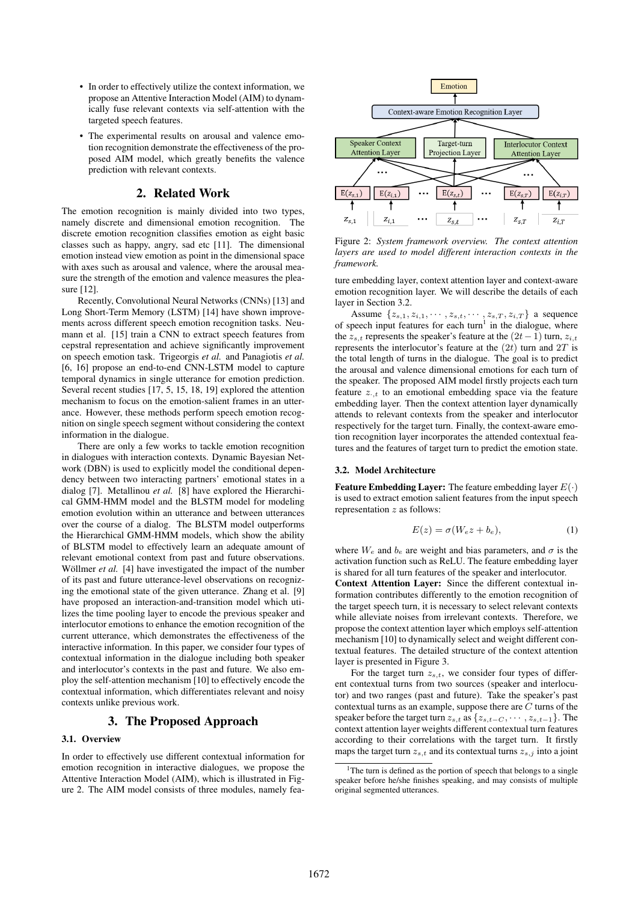- In order to effectively utilize the context information, we propose an Attentive Interaction Model (AIM) to dynamically fuse relevant contexts via self-attention with the targeted speech features.
- The experimental results on arousal and valence emotion recognition demonstrate the effectiveness of the proposed AIM model, which greatly benefits the valence prediction with relevant contexts.

## 2. Related Work

The emotion recognition is mainly divided into two types, namely discrete and dimensional emotion recognition. The discrete emotion recognition classifies emotion as eight basic classes such as happy, angry, sad etc [11]. The dimensional emotion instead view emotion as point in the dimensional space with axes such as arousal and valence, where the arousal measure the strength of the emotion and valence measures the pleasure [12].

Recently, Convolutional Neural Networks (CNNs) [13] and Long Short-Term Memory (LSTM) [14] have shown improvements across different speech emotion recognition tasks. Neumann et al. [15] train a CNN to extract speech features from cepstral representation and achieve significantly improvement on speech emotion task. Trigeorgis *et al.* and Panagiotis *et al.* [6, 16] propose an end-to-end CNN-LSTM model to capture temporal dynamics in single utterance for emotion prediction. Several recent studies [17, 5, 15, 18, 19] explored the attention mechanism to focus on the emotion-salient frames in an utterance. However, these methods perform speech emotion recognition on single speech segment without considering the context information in the dialogue.

There are only a few works to tackle emotion recognition in dialogues with interaction contexts. Dynamic Bayesian Network (DBN) is used to explicitly model the conditional dependency between two interacting partners' emotional states in a dialog [7]. Metallinou *et al.* [8] have explored the Hierarchical GMM-HMM model and the BLSTM model for modeling emotion evolution within an utterance and between utterances over the course of a dialog. The BLSTM model outperforms the Hierarchical GMM-HMM models, which show the ability of BLSTM model to effectively learn an adequate amount of relevant emotional context from past and future observations. Wöllmer *et al.* [4] have investigated the impact of the number of its past and future utterance-level observations on recognizing the emotional state of the given utterance. Zhang et al. [9] have proposed an interaction-and-transition model which utilizes the time pooling layer to encode the previous speaker and interlocutor emotions to enhance the emotion recognition of the current utterance, which demonstrates the effectiveness of the interactive information. In this paper, we consider four types of contextual information in the dialogue including both speaker and interlocutor's contexts in the past and future. We also employ the self-attention mechanism [10] to effectively encode the contextual information, which differentiates relevant and noisy contexts unlike previous work.

## 3. The Proposed Approach

### 3.1. Overview

In order to effectively use different contextual information for emotion recognition in interactive dialogues, we propose the Attentive Interaction Model (AIM), which is illustrated in Figure 2. The AIM model consists of three modules, namely feature embedding layer, context attention layer and context-aware emotion recognition layer. We will describe the details of each layer in Section 3.2.

Figure 2: *System framework overview. The context attention layers are used to model different interaction contexts in the framework.*

Assume $\{z_{s,1}, z_{i,1}, \cdots, z_{s,t}, \cdots, z_{s,T}, z_{i,T}\}$ a sequence of speech input features for each turn[1] in the dialogue, where the $z_{s,t}$ represents the speaker's feature at the $(2t-1)$ turn, $z_{i,t}$ represents the interlocutor's feature at the $(2t)$ turn and $2T$ is the total length of turns in the dialogue. The goal is to predict the arousal and valence dimensional emotions for each turn of the speaker. The proposed AIM model firstly projects each turn feature $z_{\cdot,t}$ to an emotional embedding space via the feature embedding layer. Then the context attention layer dynamically attends to relevant contexts from the speaker and interlocutor respectively for the target turn. Finally, the context-aware emotion recognition layer incorporates the attended contextual features and the features of target turn to predict the emotion state.

### 3.2. Model Architecture

**Feature Embedding Layer:** The feature embedding layer $E(\cdot)$ is used to extract emotion salient features from the input speech representation $z$ as follows:

$$E(z) = \sigma(W_e z + b_e), \tag{1}$$

where $W_e$ and $b_e$ are weight and bias parameters, and $\sigma$ is the activation function such as ReLU. The feature embedding layer is shared for all turn features of the speaker and interlocutor.

**Context Attention Layer:** Since the different contextual information contributes differently to the emotion recognition of the target speech turn, it is necessary to select relevant contexts while alleviate noises from irrelevant contexts. Therefore, we propose the context attention layer which employs self-attention mechanism [10] to dynamically select and weight different contextual features. The detailed structure of the context attention layer is presented in Figure 3.

For the target turn $z_{s,t}$, we consider four types of different contextual turns from two sources (speaker and interlocutor) and two ranges (past and future). Take the speaker's past contextual turns as an example, suppose there are $C$ turns of the speaker before the target turn $z_{s,t}$ as $\{z_{s,t-C}, \cdots, z_{s,t-1}\}$. The context attention layer weights different contextual turn features according to their correlations with the target turn. It firstly maps the target turn $z_{s,t}$ and its contextual turns $z_{s,j}$ into a joint

[1] The turn is defined as the portion of speech that belongs to a single speaker before he/she finishes speaking, and may consists of multiple original segmented utterances.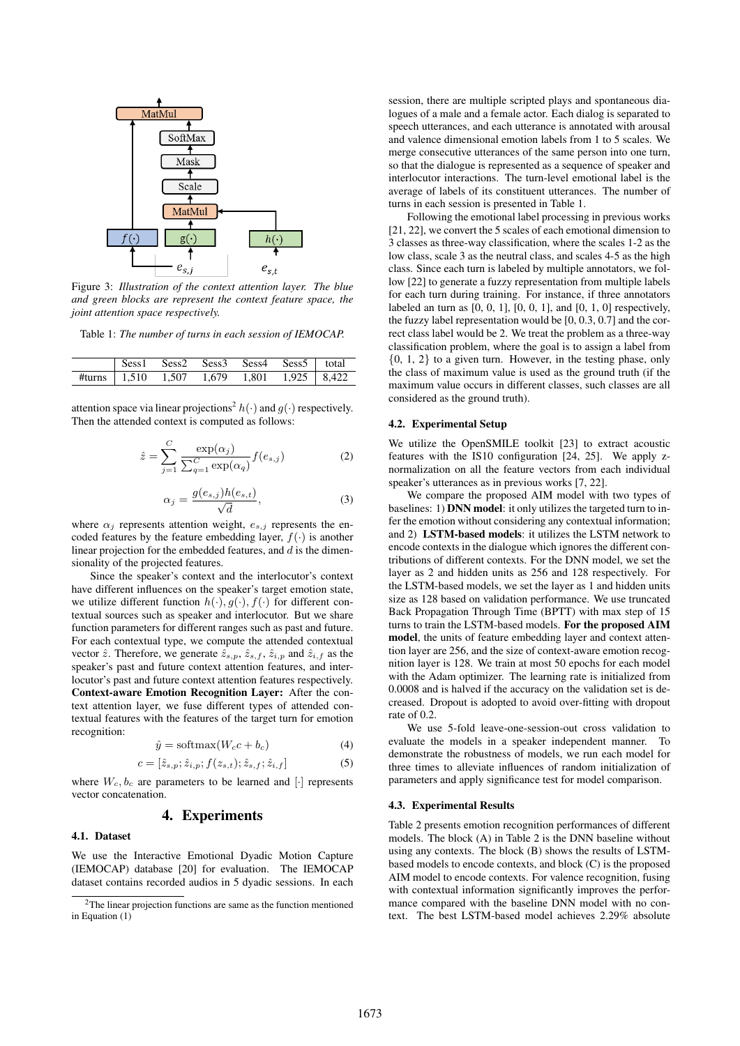Figure 3: *Illustration of the context attention layer. The blue and green blocks are represent the context feature space, the joint attention space respectively.*

Table 1: *The number of turns in each session of IEMOCAP.*

| | Sess1 | Sess2 | Sess3 | Sess4 | Sess5 | total |
|---|---|---|---|---|---|---|
| #turns | 1,510 | 1,507 | 1,679 | 1,801 | 1,925 | 8,422 |

attention space via linear projections[2] $h(\cdot)$ and $g(\cdot)$ respectively. Then the attended context is computed as follows:

$$\hat{z} = \sum_{j=1}^{C} \frac{\exp(\alpha_j)}{\sum_{q=1}^{C} \exp(\alpha_q)} f(e_{s,j}) \tag{2}$$

$$\alpha_j = \frac{g(e_{s,j})h(e_{s,t})}{\sqrt{d}}, \tag{3}$$

where $\alpha_j$ represents attention weight, $e_{s,j}$ represents the encoded features by the feature embedding layer, $f(\cdot)$ is another linear projection for the embedded features, and $d$ is the dimensionality of the projected features.

Since the speaker's context and the interlocutor's context have different influences on the speaker's target emotion state, we utilize different function $h(\cdot), g(\cdot), f(\cdot)$ for different contextual sources such as speaker and interlocutor. But we share function parameters for different ranges such as past and future. For each contextual type, we compute the attended contextual vector $\hat{z}$. Therefore, we generate $\hat{z}_{s,p}$, $\hat{z}_{s,f}$, $\hat{z}_{i,p}$ and $\hat{z}_{i,f}$ as the speaker's past and future context attention features, and interlocutor's past and future context attention features respectively.

**Context-aware Emotion Recognition Layer:** After the context attention layer, we fuse different types of attended contextual features with the features of the target turn for emotion recognition:

$$\hat{y} = \text{softmax}(W_c c + b_c) \tag{4}$$

$$c = [\hat{z}_{s,p}; \hat{z}_{i,p}; f(z_{s,t}); \hat{z}_{s,f}; \hat{z}_{i,f}] \tag{5}$$

where $W_c, b_c$ are parameters to be learned and $[\cdot]$ represents vector concatenation.

## 4. Experiments

### 4.1. Dataset

We use the Interactive Emotional Dyadic Motion Capture (IEMOCAP) database [20] for evaluation. The IEMOCAP dataset contains recorded audios in 5 dyadic sessions. In each session, there are multiple scripted plays and spontaneous dialogues of a male and a female actor. Each dialog is separated to speech utterances, and each utterance is annotated with arousal and valence dimensional emotion labels from 1 to 5 scales. We merge consecutive utterances of the same person into one turn, so that the dialogue is represented as a sequence of speaker and interlocutor interactions. The turn-level emotional label is the average of labels of its constituent utterances. The number of turns in each session is presented in Table 1.

Following the emotional label processing in previous works [21, 22], we convert the 5 scales of each emotional dimension to 3 classes as three-way classification, where the scales 1-2 as the low class, scale 3 as the neutral class, and scales 4-5 as the high class. Since each turn is labeled by multiple annotators, we follow [22] to generate a fuzzy representation from multiple labels for each turn during training. For instance, if three annotators labeled an turn as [0, 0, 1], [0, 0, 1], and [0, 1, 0] respectively, the fuzzy label representation would be [0, 0.3, 0.7] and the correct class label would be 2. We treat the problem as a three-way classification problem, where the goal is to assign a label from {0, 1, 2} to a given turn. However, in the testing phase, only the class of maximum value is used as the ground truth (if the maximum value occurs in different classes, such classes are all considered as the ground truth).

### 4.2. Experimental Setup

We utilize the OpenSMILE toolkit [23] to extract acoustic features with the IS10 configuration [24, 25]. We apply z-normalization on all the feature vectors from each individual speaker's utterances as in previous works [7, 22].

We compare the proposed AIM model with two types of baselines: 1) **DNN model**: it only utilizes the targeted turn to infer the emotion without considering any contextual information; and 2) **LSTM-based models**: it utilizes the LSTM network to encode contexts in the dialogue which ignores the different contributions of different contexts. For the DNN model, we set the layer as 2 and hidden units as 256 and 128 respectively. For the LSTM-based models, we set the layer as 1 and hidden units size as 128 based on validation performance. We use truncated Back Propagation Through Time (BPTT) with max step of 15 turns to train the LSTM-based models. **For the proposed AIM model**, the units of feature embedding layer and context attention layer are 256, and the size of context-aware emotion recognition layer is 128. We train at most 50 epochs for each model with the Adam optimizer. The learning rate is initialized from 0.0008 and is halved if the accuracy on the validation set is decreased. Dropout is adopted to avoid over-fitting with dropout rate of 0.2.

We use 5-fold leave-one-session-out cross validation to evaluate the models in a speaker independent manner. To demonstrate the robustness of models, we run each model for three times to alleviate influences of random initialization of parameters and apply significance test for model comparison.

### 4.3. Experimental Results

Table 2 presents emotion recognition performances of different models. The block (A) in Table 2 is the DNN baseline without using any contexts. The block (B) shows the results of LSTM-based models to encode contexts, and block (C) is the proposed AIM model to encode contexts. For valence recognition, fusing with contextual information significantly improves the performance compared with the baseline DNN model with no context. The best LSTM-based model achieves 2.29% absolute

[2]The linear projection functions are same as the function mentioned in Equation (1)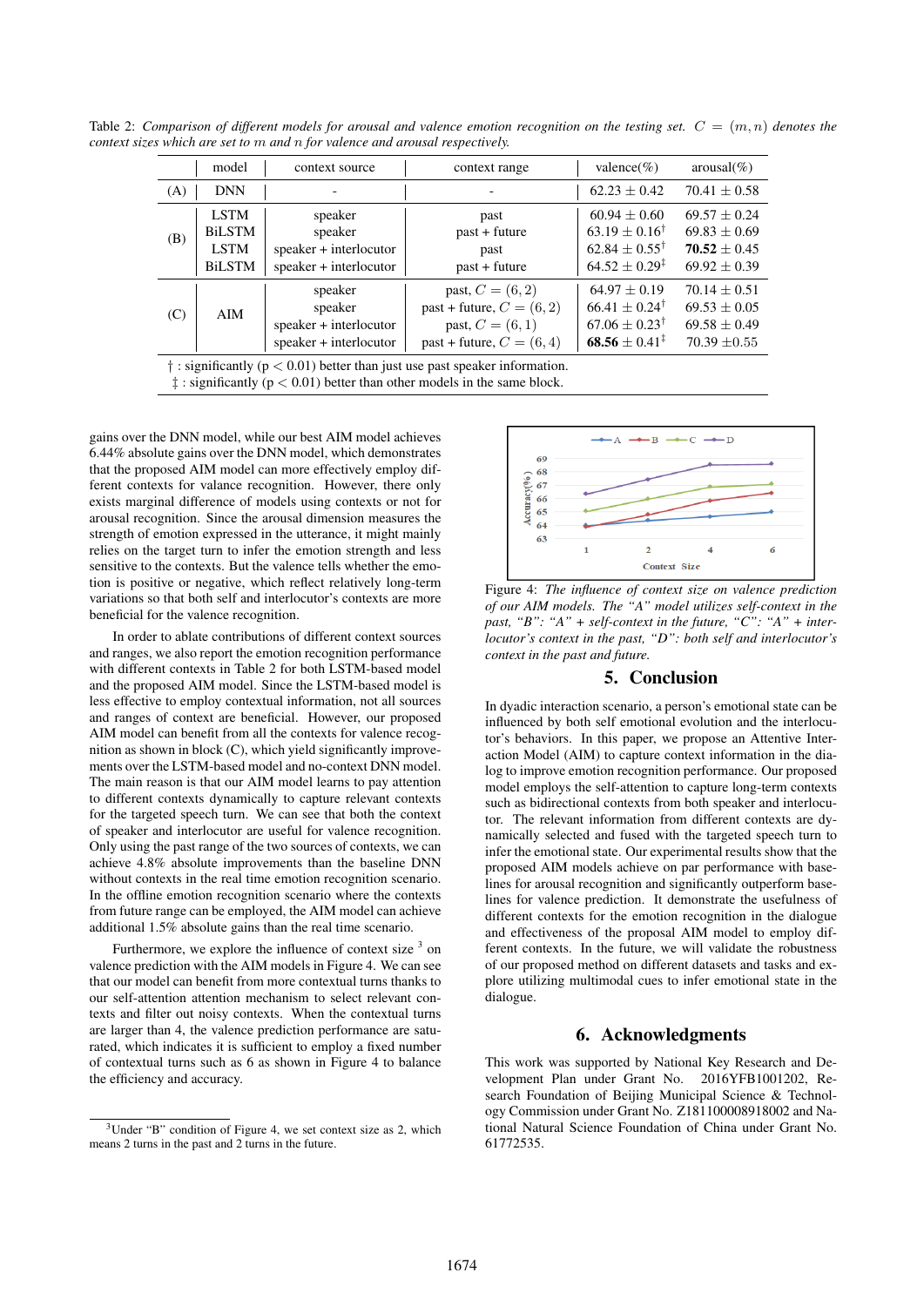Table 2: *Comparison of different models for arousal and valence emotion recognition on the testing set.* $C = (m, n)$ *denotes the context sizes which are set to* $m$ *and* $n$ *for valence and arousal respectively.*

| | model | context source | context range | valence(%) | arousal(%) |
|---|---|---|---|---|---|
| (A) | DNN | - | - | $62.23 \pm 0.42$ | $70.41 \pm 0.58$ |
| (B) | LSTM | speaker | past | $60.94 \pm 0.60$ | $69.57 \pm 0.24$ |
| | BiLSTM | speaker | past + future | $63.19 \pm 0.16^{\dagger}$ | $69.83 \pm 0.69$ |
| | LSTM | speaker + interlocutor | past | $62.84 \pm 0.55^{\dagger}$ | **70.52** $\pm 0.45$ |
| | BiLSTM | speaker + interlocutor | past + future | $64.52 \pm 0.29^{\ddagger}$ | $69.92 \pm 0.39$ |
| (C) | AIM | speaker | past, $C = (6, 2)$ | $64.97 \pm 0.19$ | $70.14 \pm 0.51$ |
| | | speaker | past + future, $C = (6, 2)$ | $66.41 \pm 0.24^{\dagger}$ | $69.53 \pm 0.05$ |
| | | speaker + interlocutor | past, $C = (6, 1)$ | $67.06 \pm 0.23^{\dagger}$ | $69.58 \pm 0.49$ |
| | | speaker + interlocutor | past + future, $C = (6, 4)$ | **68.56** $\pm 0.41^{\ddagger}$ | $70.39 \pm 0.55$ |

† : significantly ($p < 0.01$) better than just use past speaker information.
‡ : significantly ($p < 0.01$) better than other models in the same block.

gains over the DNN model, while our best AIM model achieves 6.44% absolute gains over the DNN model, which demonstrates that the proposed AIM model can more effectively employ different contexts for valance recognition. However, there only exists marginal difference of models using contexts or not for arousal recognition. Since the arousal dimension measures the strength of emotion expressed in the utterance, it might mainly relies on the target turn to infer the emotion strength and less sensitive to the contexts. But the valence tells whether the emotion is positive or negative, which reflect relatively long-term variations so that both self and interlocutor's contexts are more beneficial for the valence recognition.

In order to ablate contributions of different context sources and ranges, we also report the emotion recognition performance with different contexts in Table 2 for both LSTM-based model and the proposed AIM model. Since the LSTM-based model is less effective to employ contextual information, not all sources and ranges of context are beneficial. However, our proposed AIM model can benefit from all the contexts for valence recognition as shown in block (C), which yield significant improvements over the LSTM-based model and no-context DNN model. The main reason is that our AIM model learns to pay attention to different contexts dynamically to capture relevant contexts for the targeted speech turn. We can see that both the context of speaker and interlocutor are useful for valence recognition. Only using the past range of the two sources of contexts, we can achieve 4.8% absolute improvements than the baseline DNN without contexts in the real time emotion recognition scenario. In the offline emotion recognition scenario where the contexts from future range can be employed, the AIM model can achieve additional 1.5% absolute gains than the real time scenario.

Furthermore, we explore the influence of context size [3] on valence prediction with the AIM models in Figure 4. We can see that our model can benefit from more contextual turns thanks to our self-attention attention mechanism to select relevant contexts and filter out noisy contexts. When the contextual turns are larger than 4, the valence prediction performance are saturated, which indicates it is sufficient to employ a fixed number of contextual turns such as 6 as shown in Figure 4 to balance the efficiency and accuracy.

[3]Under "B" condition of Figure 4, we set context size as 2, which means 2 turns in the past and 2 turns in the future.

Figure 4: *The influence of context size on valence prediction of our AIM models. The "A" model utilizes self-context in the past, "B": "A" + self-context in the future, "C": "A" + interlocutor's context in the past, "D": both self and interlocutor's context in the past and future.*

## 5. Conclusion

In dyadic interaction scenario, a person's emotional state can be influenced by both self emotional evolution and the interlocutor's behaviors. In this paper, we propose an Attentive Interaction Model (AIM) to capture context information in the dialog to improve emotion recognition performance. Our proposed model employs the self-attention to capture long-term contexts such as bidirectional contexts from both speaker and interlocutor. The relevant information from different contexts are dynamically selected and fused with the targeted speech turn to infer the emotional state. Our experimental results show that the proposed AIM models achieve on par performance with baselines for arousal recognition and significantly outperform baselines for valence prediction. It demonstrate the usefulness of different contexts for the emotion recognition in the dialogue and effectiveness of the proposal AIM model to employ different contexts. In the future, we will validate the robustness of our proposed method on different datasets and tasks and explore utilizing multimodal cues to infer emotional state in the dialogue.

## 6. Acknowledgments

This work was supported by National Key Research and Development Plan under Grant No. 2016YFB1001202, Research Foundation of Beijing Municipal Science & Technology Commission under Grant No. Z181100008918002 and National Natural Science Foundation of China under Grant No. 61772535.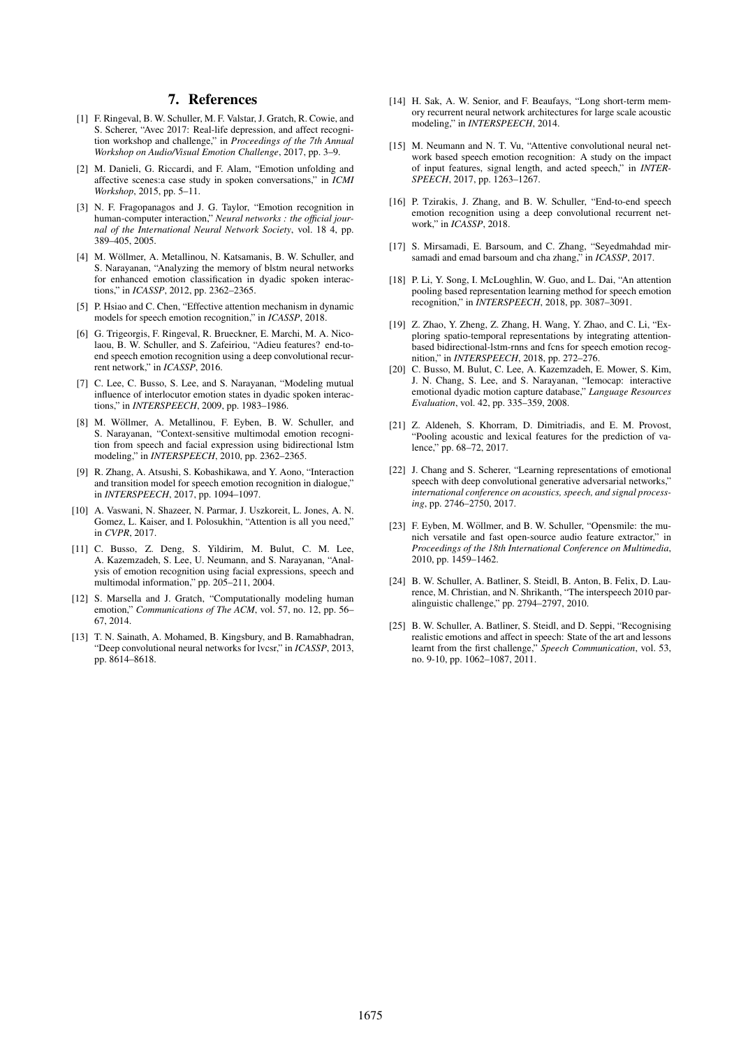## 7. References

[1] F. Ringeval, B. W. Schuller, M. F. Valstar, J. Gratch, R. Cowie, and S. Scherer, "Avec 2017: Real-life depression, and affect recognition workshop and challenge," in *Proceedings of the 7th Annual Workshop on Audio/Visual Emotion Challenge*, 2017, pp. 3–9.

[2] M. Danieli, G. Riccardi, and F. Alam, "Emotion unfolding and affective scenes:a case study in spoken conversations," in *ICMI Workshop*, 2015, pp. 5–11.

[3] N. F. Fragopanagos and J. G. Taylor, "Emotion recognition in human-computer interaction," *Neural networks : the official journal of the International Neural Network Society*, vol. 18 4, pp. 389–405, 2005.

[4] M. Wöllmer, A. Metallinou, N. Katsamanis, B. W. Schuller, and S. Narayanan, "Analyzing the memory of blstm neural networks for enhanced emotion classification in dyadic spoken interactions," in *ICASSP*, 2012, pp. 2362–2365.

[5] P. Hsiao and C. Chen, "Effective attention mechanism in dynamic models for speech emotion recognition," in *ICASSP*, 2018.

[6] G. Trigeorgis, F. Ringeval, R. Brueckner, E. Marchi, M. A. Nicolaou, B. W. Schuller, and S. Zafeiriou, "Adieu features? end-to-end speech emotion recognition using a deep convolutional recurrent network," in *ICASSP*, 2016.

[7] C. Lee, C. Busso, S. Lee, and S. Narayanan, "Modeling mutual influence of interlocutor emotion states in dyadic spoken interactions," in *INTERSPEECH*, 2009, pp. 1983–1986.

[8] M. Wöllmer, A. Metallinou, F. Eyben, B. W. Schuller, and S. Narayanan, "Context-sensitive multimodal emotion recognition from speech and facial expression using bidirectional lstm modeling," in *INTERSPEECH*, 2010, pp. 2362–2365.

[9] R. Zhang, A. Atsushi, S. Kobashikawa, and Y. Aono, "Interaction and transition model for speech emotion recognition in dialogue," in *INTERSPEECH*, 2017, pp. 1094–1097.

[10] A. Vaswani, N. Shazeer, N. Parmar, J. Uszkoreit, L. Jones, A. N. Gomez, L. Kaiser, and I. Polosukhin, "Attention is all you need," in *CVPR*, 2017.

[11] C. Busso, Z. Deng, S. Yildirim, M. Bulut, C. M. Lee, A. Kazemzadeh, S. Lee, U. Neumann, and S. Narayanan, "Analysis of emotion recognition using facial expressions, speech and multimodal information," pp. 205–211, 2004.

[12] S. Marsella and J. Gratch, "Computationally modeling human emotion," *Communications of The ACM*, vol. 57, no. 12, pp. 56–67, 2014.

[13] T. N. Sainath, A. Mohamed, B. Kingsbury, and B. Ramabhadran, "Deep convolutional neural networks for lvcsr," in *ICASSP*, 2013, pp. 8614–8618.

[14] H. Sak, A. W. Senior, and F. Beaufays, "Long short-term memory recurrent neural network architectures for large scale acoustic modeling," in *INTERSPEECH*, 2014.

[15] M. Neumann and N. T. Vu, "Attentive convolutional neural network based speech emotion recognition: A study on the impact of input features, signal length, and acted speech," in *INTERSPEECH*, 2017, pp. 1263–1267.

[16] P. Tzirakis, J. Zhang, and B. W. Schuller, "End-to-end speech emotion recognition using a deep convolutional recurrent network," in *ICASSP*, 2018.

[17] S. Mirsamadi, E. Barsoum, and C. Zhang, "Seyedmahdad mirsamadi and emad barsoum and cha zhang," in *ICASSP*, 2017.

[18] P. Li, Y. Song, I. McLoughlin, W. Guo, and L. Dai, "An attention pooling based representation learning method for speech emotion recognition," in *INTERSPEECH*, 2018, pp. 3087–3091.

[19] Z. Zhao, Y. Zheng, Z. Zhang, H. Wang, Y. Zhao, and C. Li, "Exploring spatio-temporal representations by integrating attention-based bidirectional-lstm-rnns and fcns for speech emotion recognition," in *INTERSPEECH*, 2018, pp. 272–276.

[20] C. Busso, M. Bulut, C. Lee, A. Kazemzadeh, E. Mower, S. Kim, J. N. Chang, S. Lee, and S. Narayanan, "Iemocap: interactive emotional dyadic motion capture database," *Language Resources Evaluation*, vol. 42, pp. 335–359, 2008.

[21] Z. Aldeneh, S. Khorram, D. Dimitriadis, and E. M. Provost, "Pooling acoustic and lexical features for the prediction of valence," pp. 68–72, 2017.

[22] J. Chang and S. Scherer, "Learning representations of emotional speech with deep convolutional generative adversarial networks," *international conference on acoustics, speech, and signal processing*, pp. 2746–2750, 2017.

[23] F. Eyben, M. Wöllmer, and B. W. Schuller, "Opensmile: the munich versatile and fast open-source audio feature extractor," in *Proceedings of the 18th International Conference on Multimedia*, 2010, pp. 1459–1462.

[24] B. W. Schuller, A. Batliner, S. Steidl, B. Anton, B. Felix, D. Laurence, M. Christian, and N. Shrikanth, "The interspeech 2010 paralinguistic challenge," pp. 2794–2797, 2010.

[25] B. W. Schuller, A. Batliner, S. Steidl, and D. Seppi, "Recognising realistic emotions and affect in speech: State of the art and lessons learnt from the first challenge," *Speech Communication*, vol. 53, no. 9-10, pp. 1062–1087, 2011.